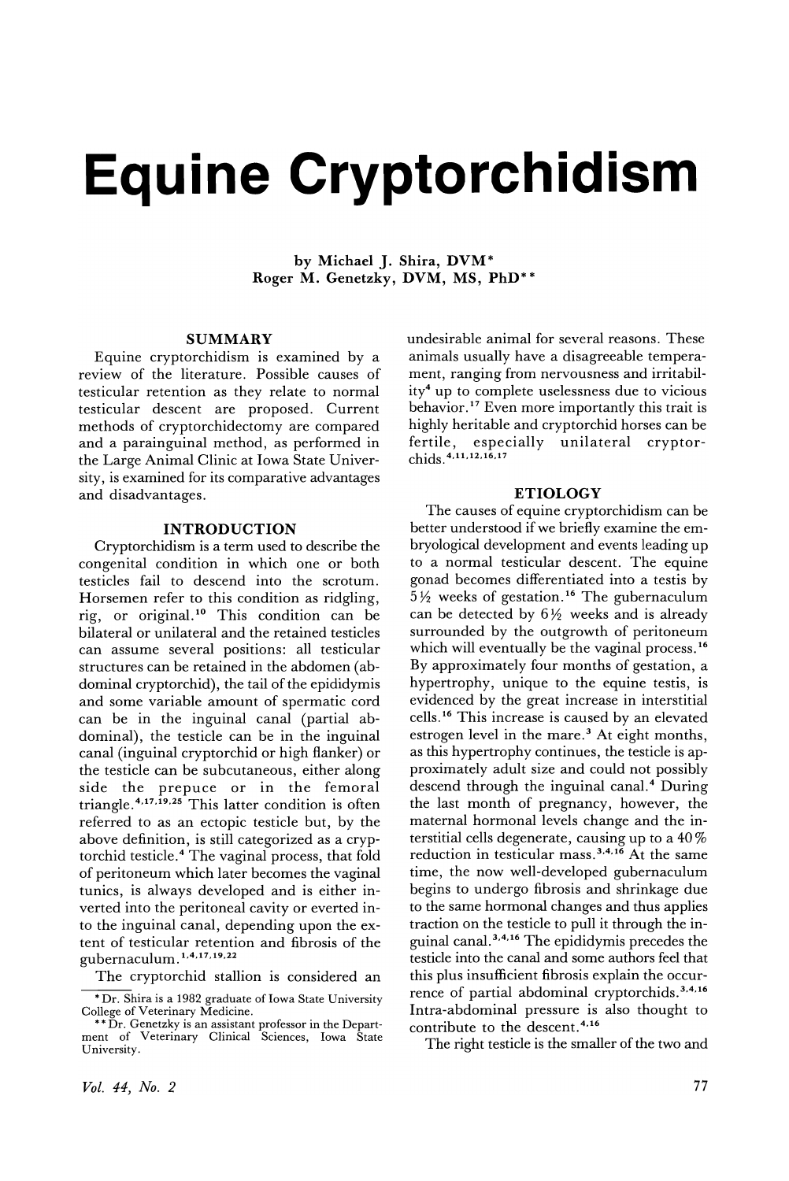# Equine Cryptorchidism

by Michael J. Shira, DVM*
Roger M. Genetzky, DVM, MS, PhD**

## SUMMARY

Equine cryptorchidism is examined by a review of the literature. Possible causes of testicular retention as they relate to normal testicular descent are proposed. Current methods of cryptorchidectomy are compared and a parainguinal method, as performed in the Large Animal Clinic at Iowa State University, is examined for its comparative advantages and disadvantages.

## INTRODUCTION

Cryptorchidism is a term used to describe the congenital condition in which one or both testicles fail to descend into the scrotum. Horsemen refer to this condition as ridgling, rig, or original.[10] This condition can be bilateral or unilateral and the retained testicles can assume several positions: all testicular structures can be retained in the abdomen (abdominal cryptorchid), the tail of the epididymis and some variable amount of spermatic cord can be in the inguinal canal (partial abdominal), the testicle can be in the inguinal canal (inguinal cryptorchid or high flanker) or the testicle can be subcutaneous, either along side the prepuce or in the femoral triangle.[4,17,19,25] This latter condition is often referred to as an ectopic testicle but, by the above definition, is still categorized as a cryptorchid testicle.[4] The vaginal process, that fold of peritoneum which later becomes the vaginal tunics, is always developed and is either inverted into the peritoneal cavity or everted into the inguinal canal, depending upon the extent of testicular retention and fibrosis of the gubernaculum.[1,4,17,19,22]

The cryptorchid stallion is considered an undesirable animal for several reasons. These animals usually have a disagreeable temperament, ranging from nervousness and irritability[4] up to complete uselessness due to vicious behavior.[17] Even more importantly this trait is highly heritable and cryptorchid horses can be fertile, especially unilateral cryptorchids.[4,11,12,16,17]

## ETIOLOGY

The causes of equine cryptorchidism can be better understood if we briefly examine the embryological development and events leading up to a normal testicular descent. The equine gonad becomes differentiated into a testis by 5½ weeks of gestation.[16] The gubernaculum can be detected by 6½ weeks and is already surrounded by the outgrowth of peritoneum which will eventually be the vaginal process.[16] By approximately four months of gestation, a hypertrophy, unique to the equine testis, is evidenced by the great increase in interstitial cells.[16] This increase is caused by an elevated estrogen level in the mare.[3] At eight months, as this hypertrophy continues, the testicle is approximately adult size and could not possibly descend through the inguinal canal.[4] During the last month of pregnancy, however, the maternal hormonal levels change and the interstitial cells degenerate, causing up to a 40% reduction in testicular mass.[3,4,16] At the same time, the now well-developed gubernaculum begins to undergo fibrosis and shrinkage due to the same hormonal changes and thus applies traction on the testicle to pull it through the inguinal canal.[3,4,16] The epididymis precedes the testicle into the canal and some authors feel that this plus insufficient fibrosis explain the occurrence of partial abdominal cryptorchids.[3,4,16] Intra-abdominal pressure is also thought to contribute to the descent.[4,16]

The right testicle is the smaller of the two and

---

* Dr. Shira is a 1982 graduate of Iowa State University College of Veterinary Medicine.

** Dr. Genetzky is an assistant professor in the Department of Veterinary Clinical Sciences, Iowa State University.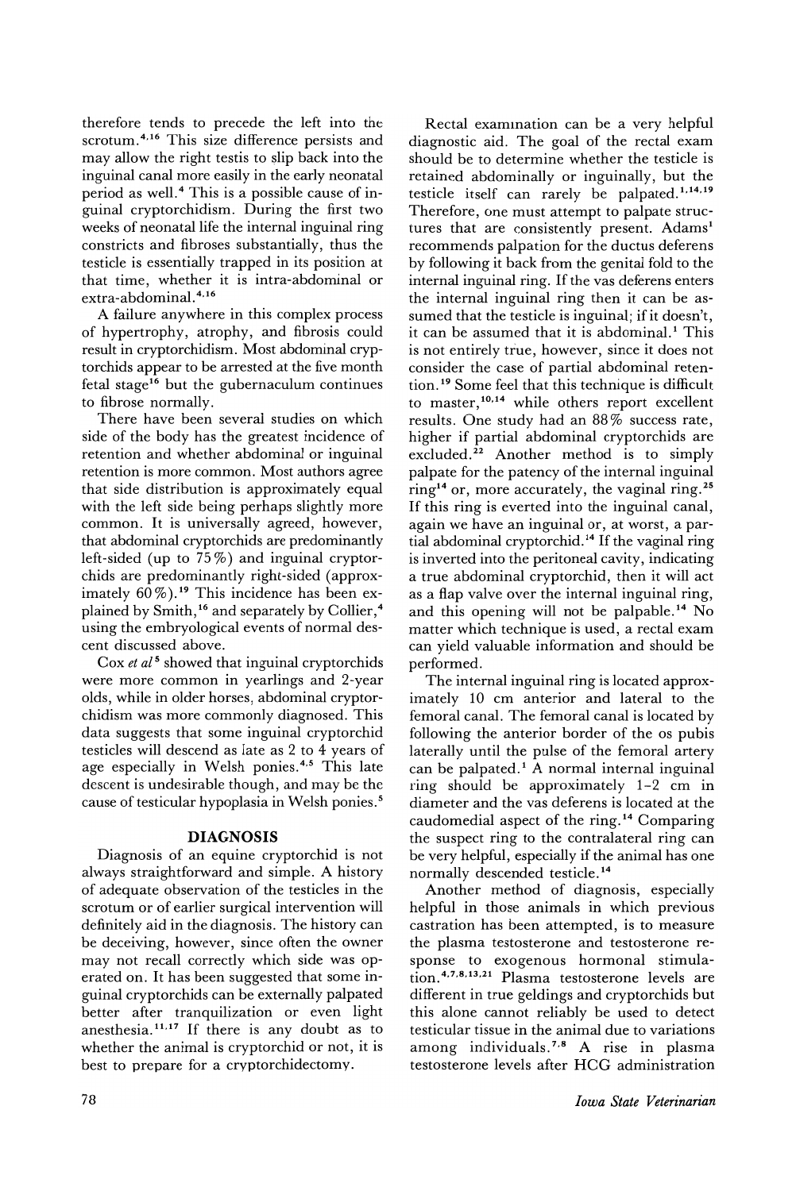therefore tends to precede the left into the scrotum.[4,16] This size difference persists and may allow the right testis to slip back into the inguinal canal more easily in the early neonatal period as well.[4] This is a possible cause of inguinal cryptorchidism. During the first two weeks of neonatal life the internal inguinal ring constricts and fibroses substantially, thus the testicle is essentially trapped in its position at that time, whether it is intra-abdominal or extra-abdominal.[4,16]

A failure anywhere in this complex process of hypertrophy, atrophy, and fibrosis could result in cryptorchidism. Most abdominal cryptorchids appear to be arrested at the five month fetal stage[16] but the gubernaculum continues to fibrose normally.

There have been several studies on which side of the body has the greatest incidence of retention and whether abdominal or inguinal retention is more common. Most authors agree that side distribution is approximately equal with the left side being perhaps slightly more common. It is universally agreed, however, that abdominal cryptorchids are predominantly left-sided (up to 75%) and inguinal cryptorchids are predominantly right-sided (approximately 60%).[19] This incidence has been explained by Smith,[16] and separately by Collier,[4] using the embryological events of normal descent discussed above.

Cox *et al*[5] showed that inguinal cryptorchids were more common in yearlings and 2-year olds, while in older horses, abdominal cryptorchidism was more commonly diagnosed. This data suggests that some inguinal cryptorchid testicles will descend as late as 2 to 4 years of age especially in Welsh ponies.[4,5] This late descent is undesirable though, and may be the cause of testicular hypoplasia in Welsh ponies.[5]

## DIAGNOSIS

Diagnosis of an equine cryptorchid is not always straightforward and simple. A history of adequate observation of the testicles in the scrotum or of earlier surgical intervention will definitely aid in the diagnosis. The history can be deceiving, however, since often the owner may not recall correctly which side was operated on. It has been suggested that some inguinal cryptorchids can be externally palpated better after tranquilization or even light anesthesia.[11,17] If there is any doubt as to whether the animal is cryptorchid or not, it is best to prepare for a cryptorchidectomy.

Rectal examination can be a very helpful diagnostic aid. The goal of the rectal exam should be to determine whether the testicle is retained abdominally or inguinally, but the testicle itself can rarely be palpated.[1,14,19] Therefore, one must attempt to palpate structures that are consistently present. Adams[1] recommends palpation for the ductus deferens by following it back from the genital fold to the internal inguinal ring. If the vas deferens enters the internal inguinal ring then it can be assumed that the testicle is inguinal; if it doesn't, it can be assumed that it is abdominal.[1] This is not entirely true, however, since it does not consider the case of partial abdominal retention.[19] Some feel that this technique is difficult to master,[10,14] while others report excellent results. One study had an 88% success rate, higher if partial abdominal cryptorchids are excluded.[22] Another method is to simply palpate for the patency of the internal inguinal ring[14] or, more accurately, the vaginal ring.[25] If this ring is everted into the inguinal canal, again we have an inguinal or, at worst, a partial abdominal cryptorchid.[14] If the vaginal ring is inverted into the peritoneal cavity, indicating a true abdominal cryptorchid, then it will act as a flap valve over the internal inguinal ring, and this opening will not be palpable.[14] No matter which technique is used, a rectal exam can yield valuable information and should be performed.

The internal inguinal ring is located approximately 10 cm anterior and lateral to the femoral canal. The femoral canal is located by following the anterior border of the os pubis laterally until the pulse of the femoral artery can be palpated.[1] A normal internal inguinal ring should be approximately 1-2 cm in diameter and the vas deferens is located at the caudomedial aspect of the ring.[14] Comparing the suspect ring to the contralateral ring can be very helpful, especially if the animal has one normally descended testicle.[14]

Another method of diagnosis, especially helpful in those animals in which previous castration has been attempted, is to measure the plasma testosterone and testosterone response to exogenous hormonal stimulation.[4,7,8,13,21] Plasma testosterone levels are different in true geldings and cryptorchids but this alone cannot reliably be used to detect testicular tissue in the animal due to variations among individuals.[7,8] A rise in plasma testosterone levels after HCG administration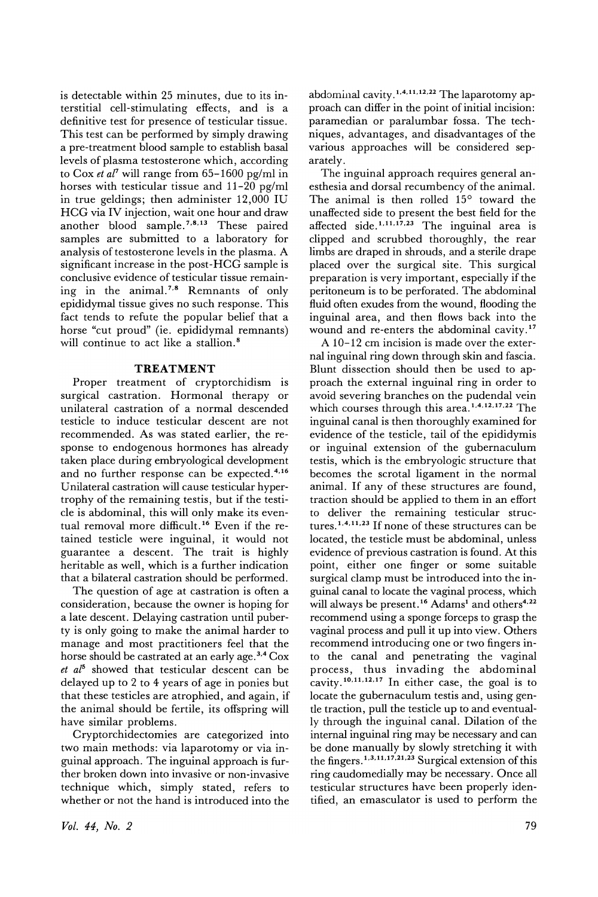is detectable within 25 minutes, due to its interstitial cell-stimulating effects, and is a definitive test for presence of testicular tissue. This test can be performed by simply drawing a pre-treatment blood sample to establish basal levels of plasma testosterone which, according to Cox *et al*[7] will range from 65–1600 pg/ml in horses with testicular tissue and 11–20 pg/ml in true geldings; then administer 12,000 IU HCG via IV injection, wait one hour and draw another blood sample.[7,8,13] These paired samples are submitted to a laboratory for analysis of testosterone levels in the plasma. A significant increase in the post-HCG sample is conclusive evidence of testicular tissue remaining in the animal.[7,8] Remnants of only epididymal tissue gives no such response. This fact tends to refute the popular belief that a horse "cut proud" (ie. epididymal remnants) will continue to act like a stallion.[8]

## TREATMENT

Proper treatment of cryptorchidism is surgical castration. Hormonal therapy or unilateral castration of a normal descended testicle to induce testicular descent are not recommended. As was stated earlier, the response to endogenous hormones has already taken place during embryological development and no further response can be expected.[4,16] Unilateral castration will cause testicular hypertrophy of the remaining testis, but if the testicle is abdominal, this will only make its eventual removal more difficult.[16] Even if the retained testicle were inguinal, it would not guarantee a descent. The trait is highly heritable as well, which is a further indication that a bilateral castration should be performed.

The question of age at castration is often a consideration, because the owner is hoping for a late descent. Delaying castration until puberty is only going to make the animal harder to manage and most practitioners feel that the horse should be castrated at an early age.[3,4] Cox *et al*[5] showed that testicular descent can be delayed up to 2 to 4 years of age in ponies but that these testicles are atrophied, and again, if the animal should be fertile, its offspring will have similar problems.

Cryptorchidectomies are categorized into two main methods: via laparotomy or via inguinal approach. The inguinal approach is further broken down into invasive or non-invasive technique which, simply stated, refers to whether or not the hand is introduced into the abdominal cavity.[1,4,11,12,22] The laparotomy approach can differ in the point of initial incision: paramedian or paralumbar fossa. The techniques, advantages, and disadvantages of the various approaches will be considered separately.

The inguinal approach requires general anesthesia and dorsal recumbency of the animal. The animal is then rolled 15° toward the unaffected side to present the best field for the affected side.[1,11,17,23] The inguinal area is clipped and scrubbed thoroughly, the rear limbs are draped in shrouds, and a sterile drape placed over the surgical site. This surgical preparation is very important, especially if the peritoneum is to be perforated. The abdominal fluid often exudes from the wound, flooding the inguinal area, and then flows back into the wound and re-enters the abdominal cavity.[17]

A 10–12 cm incision is made over the external inguinal ring down through skin and fascia. Blunt dissection should then be used to approach the external inguinal ring in order to avoid severing branches on the pudendal vein which courses through this area.[1,4,12,17,22] The inguinal canal is then thoroughly examined for evidence of the testicle, tail of the epididymis or inguinal extension of the gubernaculum testis, which is the embryologic structure that becomes the scrotal ligament in the normal animal. If any of these structures are found, traction should be applied to them in an effort to deliver the remaining testicular structures.[1,4,11,23] If none of these structures can be located, the testicle must be abdominal, unless evidence of previous castration is found. At this point, either one finger or some suitable surgical clamp must be introduced into the inguinal canal to locate the vaginal process, which will always be present.[16] Adams[1] and others[4,22] recommend using a sponge forceps to grasp the vaginal process and pull it up into view. Others recommend introducing one or two fingers into the canal and penetrating the vaginal process, thus invading the abdominal cavity.[10,11,12,17] In either case, the goal is to locate the gubernaculum testis and, using gentle traction, pull the testicle up to and eventually through the inguinal canal. Dilation of the internal inguinal ring may be necessary and can be done manually by slowly stretching it with the fingers.[1,3,11,17,21,23] Surgical extension of this ring caudomedially may be necessary. Once all testicular structures have been properly identified, an emasculator is used to perform the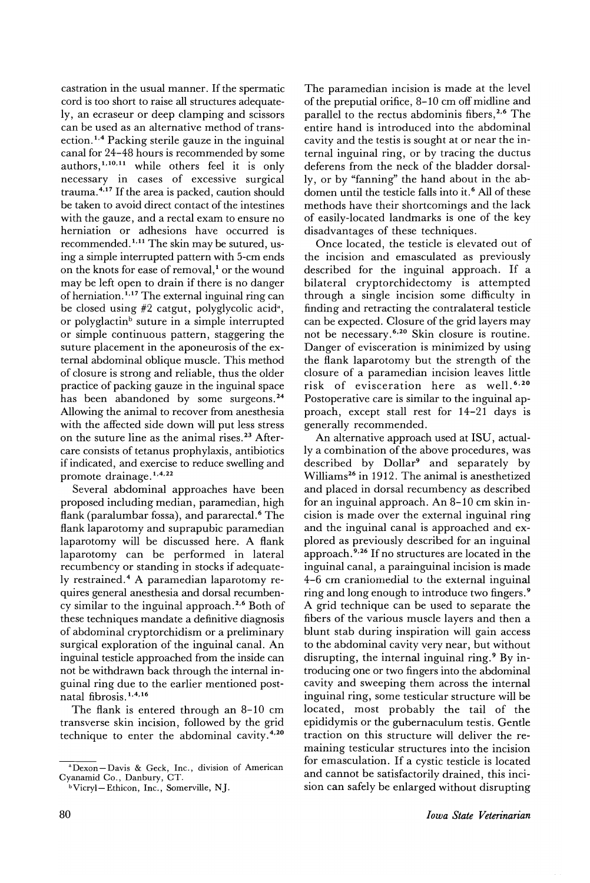castration in the usual manner. If the spermatic cord is too short to raise all structures adequately, an ecraseur or deep clamping and scissors can be used as an alternative method of transection.[1,4] Packing sterile gauze in the inguinal canal for 24–48 hours is recommended by some authors,[1,10,11] while others feel it is only necessary in cases of excessive surgical trauma.[4,17] If the area is packed, caution should be taken to avoid direct contact of the intestines with the gauze, and a rectal exam to ensure no herniation or adhesions have occurred is recommended.[1,11] The skin may be sutured, using a simple interrupted pattern with 5-cm ends on the knots for ease of removal,[1] or the wound may be left open to drain if there is no danger of herniation.[1,17] The external inguinal ring can be closed using #2 catgut, polyglycolic acid[a], or polyglactin[b] suture in a simple interrupted or simple continuous pattern, staggering the suture placement in the aponeurosis of the external abdominal oblique muscle. This method of closure is strong and reliable, thus the older practice of packing gauze in the inguinal space has been abandoned by some surgeons.[24] Allowing the animal to recover from anesthesia with the affected side down will put less stress on the suture line as the animal rises.[23] Aftercare consists of tetanus prophylaxis, antibiotics if indicated, and exercise to reduce swelling and promote drainage.[1,4,22]

Several abdominal approaches have been proposed including median, paramedian, high flank (paralumbar fossa), and pararectal.[6] The flank laparotomy and suprapubic paramedian laparotomy will be discussed here. A flank laparotomy can be performed in lateral recumbency or standing in stocks if adequately restrained.[4] A paramedian laparotomy requires general anesthesia and dorsal recumbency similar to the inguinal approach.[2,6] Both of these techniques mandate a definitive diagnosis of abdominal cryptorchidism or a preliminary surgical exploration of the inguinal canal. An inguinal testicle approached from the inside can not be withdrawn back through the internal inguinal ring due to the earlier mentioned postnatal fibrosis.[1,4,16]

The flank is entered through an 8–10 cm transverse skin incision, followed by the grid technique to enter the abdominal cavity.[4,20] The paramedian incision is made at the level of the preputial orifice, 8–10 cm off midline and parallel to the rectus abdominis fibers,[2,6] The entire hand is introduced into the abdominal cavity and the testis is sought at or near the internal inguinal ring, or by tracing the ductus deferens from the neck of the bladder dorsally, or by "fanning" the hand about in the abdomen until the testicle falls into it.[6] All of these methods have their shortcomings and the lack of easily-located landmarks is one of the key disadvantages of these techniques.

Once located, the testicle is elevated out of the incision and emasculated as previously described for the inguinal approach. If a bilateral cryptorchidectomy is attempted through a single incision some difficulty in finding and retracting the contralateral testicle can be expected. Closure of the grid layers may not be necessary.[6,20] Skin closure is routine. Danger of evisceration is minimized by using the flank laparotomy but the strength of the closure of a paramedian incision leaves little risk of evisceration here as well.[6,20] Postoperative care is similar to the inguinal approach, except stall rest for 14–21 days is generally recommended.

An alternative approach used at ISU, actually a combination of the above procedures, was described by Dollar[9] and separately by Williams[26] in 1912. The animal is anesthetized and placed in dorsal recumbency as described for an inguinal approach. An 8–10 cm skin incision is made over the external inguinal ring and the inguinal canal is approached and explored as previously described for an inguinal approach.[9,26] If no structures are located in the inguinal canal, a parainguinal incision is made 4–6 cm craniomedial to the external inguinal ring and long enough to introduce two fingers.[9] A grid technique can be used to separate the fibers of the various muscle layers and then a blunt stab during inspiration will gain access to the abdominal cavity very near, but without disrupting, the internal inguinal ring.[9] By introducing one or two fingers into the abdominal cavity and sweeping them across the internal inguinal ring, some testicular structure will be located, most probably the tail of the epididymis or the gubernaculum testis. Gentle traction on this structure will deliver the remaining testicular structures into the incision for emasculation. If a cystic testicle is located and cannot be satisfactorily drained, this incision can safely be enlarged without disrupting

[a]Dexon—Davis & Geck, Inc., division of American Cyanamid Co., Danbury, CT.

[b]Vicryl—Ethicon, Inc., Somerville, NJ.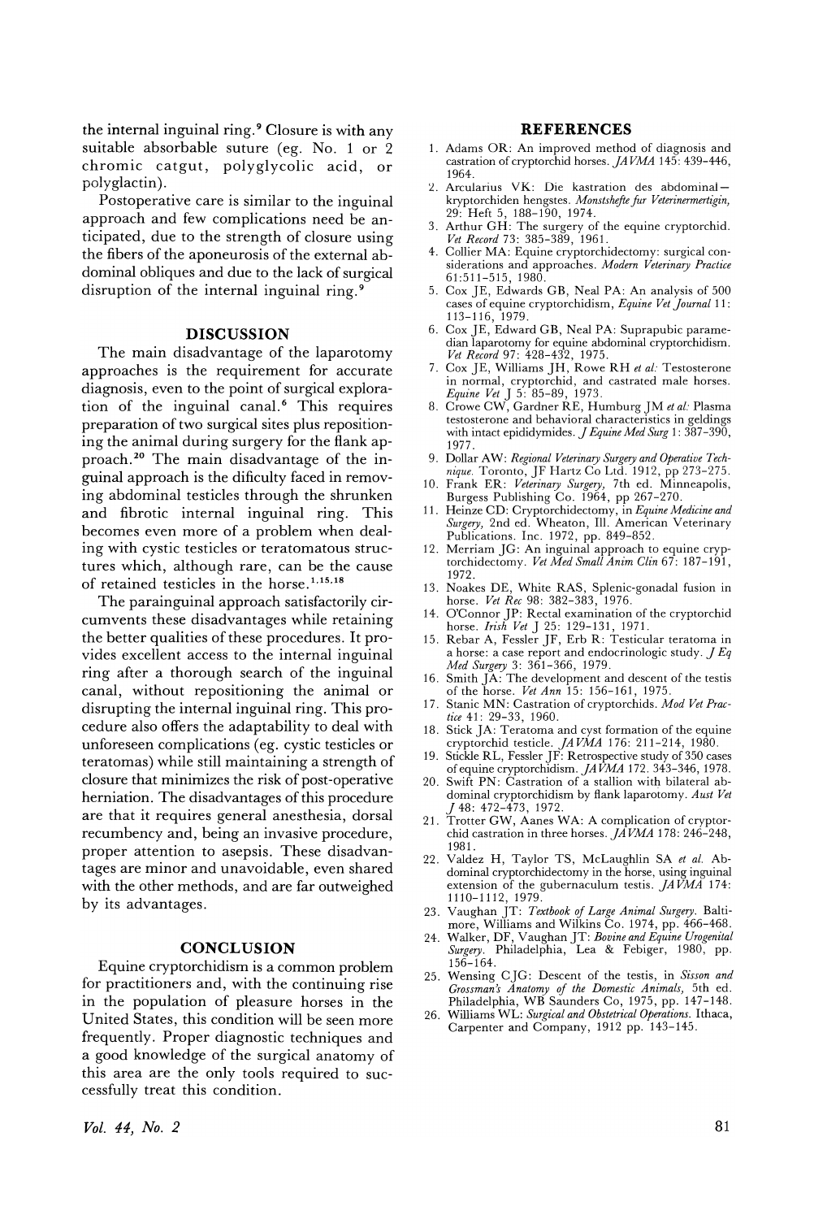the internal inguinal ring.[9] Closure is with any suitable absorbable suture (eg. No. 1 or 2 chromic catgut, polyglycolic acid, or polyglactin).

Postoperative care is similar to the inguinal approach and few complications need be anticipated, due to the strength of closure using the fibers of the aponeurosis of the external abdominal obliques and due to the lack of surgical disruption of the internal inguinal ring.[9]

## DISCUSSION

The main disadvantage of the laparotomy approaches is the requirement for accurate diagnosis, even to the point of surgical exploration of the inguinal canal.[6] This requires preparation of two surgical sites plus repositioning the animal during surgery for the flank approach.[20] The main disadvantage of the inguinal approach is the dificulty faced in removing abdominal testicles through the shrunken and fibrotic internal inguinal ring. This becomes even more of a problem when dealing with cystic testicles or teratomatous structures which, although rare, can be the cause of retained testicles in the horse.[1,15,18]

The parainguinal approach satisfactorily circumvents these disadvantages while retaining the better qualities of these procedures. It provides excellent access to the internal inguinal ring after a thorough search of the inguinal canal, without repositioning the animal or disrupting the internal inguinal ring. This procedure also offers the adaptability to deal with unforeseen complications (eg. cystic testicles or teratomas) while still maintaining a strength of closure that minimizes the risk of post-operative herniation. The disadvantages of this procedure are that it requires general anesthesia, dorsal recumbency and, being an invasive procedure, proper attention to asepsis. These disadvantages are minor and unavoidable, even shared with the other methods, and are far outweighed by its advantages.

## CONCLUSION

Equine cryptorchidism is a common problem for practitioners and, with the continuing rise in the population of pleasure horses in the United States, this condition will be seen more frequently. Proper diagnostic techniques and a good knowledge of the surgical anatomy of this area are the only tools required to successfully treat this condition.

## REFERENCES

1. Adams OR: An improved method of diagnosis and castration of cryptorchid horses. *JAVMA* 145: 439-446, 1964.
2. Arcularius VK: Die kastration des abdominal—kryptorchiden hengstes. *Monstshefte fur Veterinermertigin,* 29: Heft 5, 188-190, 1974.
3. Arthur GH: The surgery of the equine cryptorchid. *Vet Record* 73: 385-389, 1961.
4. Collier MA: Equine cryptorchidectomy: surgical considerations and approaches. *Modern Veterinary Practice* 61:511-515, 1980.
5. Cox JE, Edwards GB, Neal PA: An analysis of 500 cases of equine cryptorchidism, *Equine Vet Journal* 11: 113-116, 1979.
6. Cox JE, Edward GB, Neal PA: Suprapubic paramedian laparotomy for equine abdominal cryptorchidism. *Vet Record* 97: 428-432, 1975.
7. Cox JE, Williams JH, Rowe RH *et al:* Testosterone in normal, cryptorchid, and castrated male horses. *Equine Vet* J 5: 85-89, 1973.
8. Crowe CW, Gardner RE, Humburg JM *et al:* Plasma testosterone and behavioral characteristics in geldings with intact epididymides. *J Equine Med Surg* 1: 387-390, 1977.
9. Dollar AW: *Regional Veterinary Surgery and Operative Technique.* Toronto, JF Hartz Co Ltd. 1912, pp 273-275.
10. Frank ER: *Veterinary Surgery,* 7th ed. Minneapolis, Burgess Publishing Co. 1964, pp 267-270.
11. Heinze CD: Cryptorchidectomy, in *Equine Medicine and Surgery,* 2nd ed. Wheaton, Ill. American Veterinary Publications. Inc. 1972, pp. 849-852.
12. Merriam JG: An inguinal approach to equine cryptorchidectomy. *Vet Med Small Anim Clin* 67: 187-191, 1972.
13. Noakes DE, White RAS, Splenic-gonadal fusion in horse. *Vet Rec* 98: 382-383, 1976.
14. O'Connor JP: Rectal examination of the cryptorchid horse. *Irish Vet* J 25: 129-131, 1971.
15. Rebar A, Fessler JF, Erb R: Testicular teratoma in a horse: a case report and endocrinologic study. *J Eq Med Surgery* 3: 361-366, 1979.
16. Smith JA: The development and descent of the testis of the horse. *Vet Ann* 15: 156-161, 1975.
17. Stanic MN: Castration of cryptorchids. *Mod Vet Practice* 41: 29-33, 1960.
18. Stick JA: Teratoma and cyst formation of the equine cryptorchid testicle. *JAVMA* 176: 211-214, 1980.
19. Stickle RL, Fessler JF: Retrospective study of 350 cases of equine cryptorchidism. *JAVMA* 172. 343-346, 1978.
20. Swift PN: Castration of a stallion with bilateral abdominal cryptorchidism by flank laparotomy. *Aust Vet J* 48: 472-473, 1972.
21. Trotter GW, Aanes WA: A complication of cryptorchid castration in three horses. *JAVMA* 178: 246-248, 1981.
22. Valdez H, Taylor TS, McLaughlin SA *et al.* Abdominal cryptorchidectomy in the horse, using inguinal extension of the gubernaculum testis. *JAVMA* 174: 1110-1112, 1979.
23. Vaughan JT: *Textbook of Large Animal Surgery.* Baltimore, Williams and Wilkins Co. 1974, pp. 466-468.
24. Walker, DF, Vaughan JT: *Bovine and Equine Urogenital Surgery.* Philadelphia, Lea & Febiger, 1980, pp. 156-164.
25. Wensing CJG: Descent of the testis, in *Sisson and Grossman's Anatomy of the Domestic Animals,* 5th ed. Philadelphia, WB Saunders Co, 1975, pp. 147-148.
26. Williams WL: *Surgical and Obstetrical Operations.* Ithaca, Carpenter and Company, 1912 pp. 143-145.